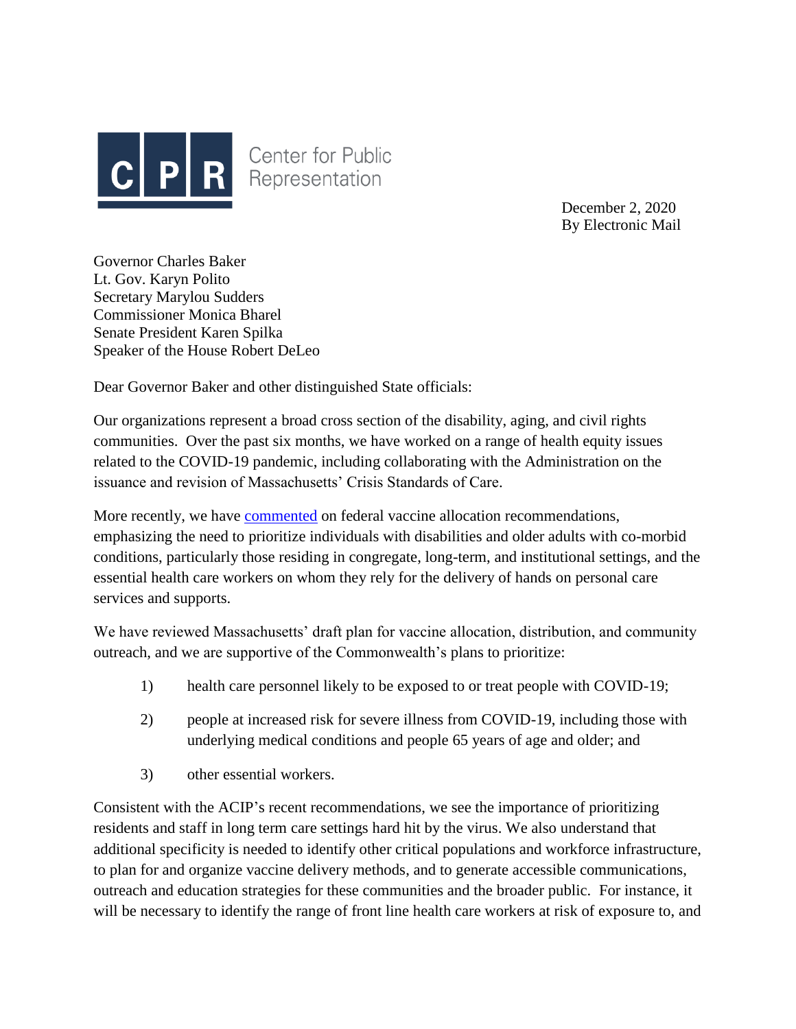Center for Public Representation

December 2, 2020
By Electronic Mail

Governor Charles Baker
Lt. Gov. Karyn Polito
Secretary Marylou Sudders
Commissioner Monica Bharel
Senate President Karen Spilka
Speaker of the House Robert DeLeo

Dear Governor Baker and other distinguished State officials:

Our organizations represent a broad cross section of the disability, aging, and civil rights communities. Over the past six months, we have worked on a range of health equity issues related to the COVID-19 pandemic, including collaborating with the Administration on the issuance and revision of Massachusetts' Crisis Standards of Care.

More recently, we have commented on federal vaccine allocation recommendations, emphasizing the need to prioritize individuals with disabilities and older adults with co-morbid conditions, particularly those residing in congregate, long-term, and institutional settings, and the essential health care workers on whom they rely for the delivery of hands on personal care services and supports.

We have reviewed Massachusetts' draft plan for vaccine allocation, distribution, and community outreach, and we are supportive of the Commonwealth's plans to prioritize:

1) health care personnel likely to be exposed to or treat people with COVID-19;

2) people at increased risk for severe illness from COVID-19, including those with underlying medical conditions and people 65 years of age and older; and

3) other essential workers.

Consistent with the ACIP's recent recommendations, we see the importance of prioritizing residents and staff in long term care settings hard hit by the virus. We also understand that additional specificity is needed to identify other critical populations and workforce infrastructure, to plan for and organize vaccine delivery methods, and to generate accessible communications, outreach and education strategies for these communities and the broader public. For instance, it will be necessary to identify the range of front line health care workers at risk of exposure to, and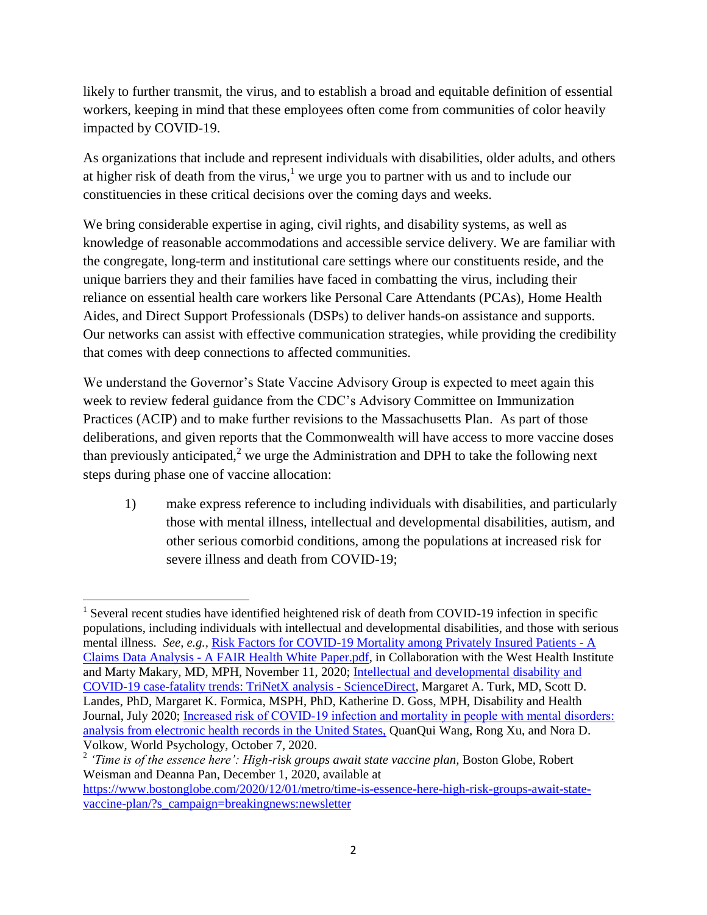likely to further transmit, the virus, and to establish a broad and equitable definition of essential workers, keeping in mind that these employees often come from communities of color heavily impacted by COVID-19.

As organizations that include and represent individuals with disabilities, older adults, and others at higher risk of death from the virus,[1] we urge you to partner with us and to include our constituencies in these critical decisions over the coming days and weeks.

We bring considerable expertise in aging, civil rights, and disability systems, as well as knowledge of reasonable accommodations and accessible service delivery. We are familiar with the congregate, long-term and institutional care settings where our constituents reside, and the unique barriers they and their families have faced in combatting the virus, including their reliance on essential health care workers like Personal Care Attendants (PCAs), Home Health Aides, and Direct Support Professionals (DSPs) to deliver hands-on assistance and supports. Our networks can assist with effective communication strategies, while providing the credibility that comes with deep connections to affected communities.

We understand the Governor's State Vaccine Advisory Group is expected to meet again this week to review federal guidance from the CDC's Advisory Committee on Immunization Practices (ACIP) and to make further revisions to the Massachusetts Plan. As part of those deliberations, and given reports that the Commonwealth will have access to more vaccine doses than previously anticipated,[2] we urge the Administration and DPH to take the following next steps during phase one of vaccine allocation:

1) make express reference to including individuals with disabilities, and particularly those with mental illness, intellectual and developmental disabilities, autism, and other serious comorbid conditions, among the populations at increased risk for severe illness and death from COVID-19;

---

[1] Several recent studies have identified heightened risk of death from COVID-19 infection in specific populations, including individuals with intellectual and developmental disabilities, and those with serious mental illness. *See, e.g.,* Risk Factors for COVID-19 Mortality among Privately Insured Patients - A Claims Data Analysis - A FAIR Health White Paper.pdf, in Collaboration with the West Health Institute and Marty Makary, MD, MPH, November 11, 2020; Intellectual and developmental disability and COVID-19 case-fatality trends: TriNetX analysis - ScienceDirect, Margaret A. Turk, MD, Scott D. Landes, PhD, Margaret K. Formica, MSPH, PhD, Katherine D. Goss, MPH, Disability and Health Journal, July 2020; Increased risk of COVID-19 infection and mortality in people with mental disorders: analysis from electronic health records in the United States, QuanQui Wang, Rong Xu, and Nora D. Volkow, World Psychology, October 7, 2020.

[2] *'Time is of the essence here': High-risk groups await state vaccine plan,* Boston Globe, Robert Weisman and Deanna Pan, December 1, 2020, available at https://www.bostonglobe.com/2020/12/01/metro/time-is-essence-here-high-risk-groups-await-state-vaccine-plan/?s_campaign=breakingnews:newsletter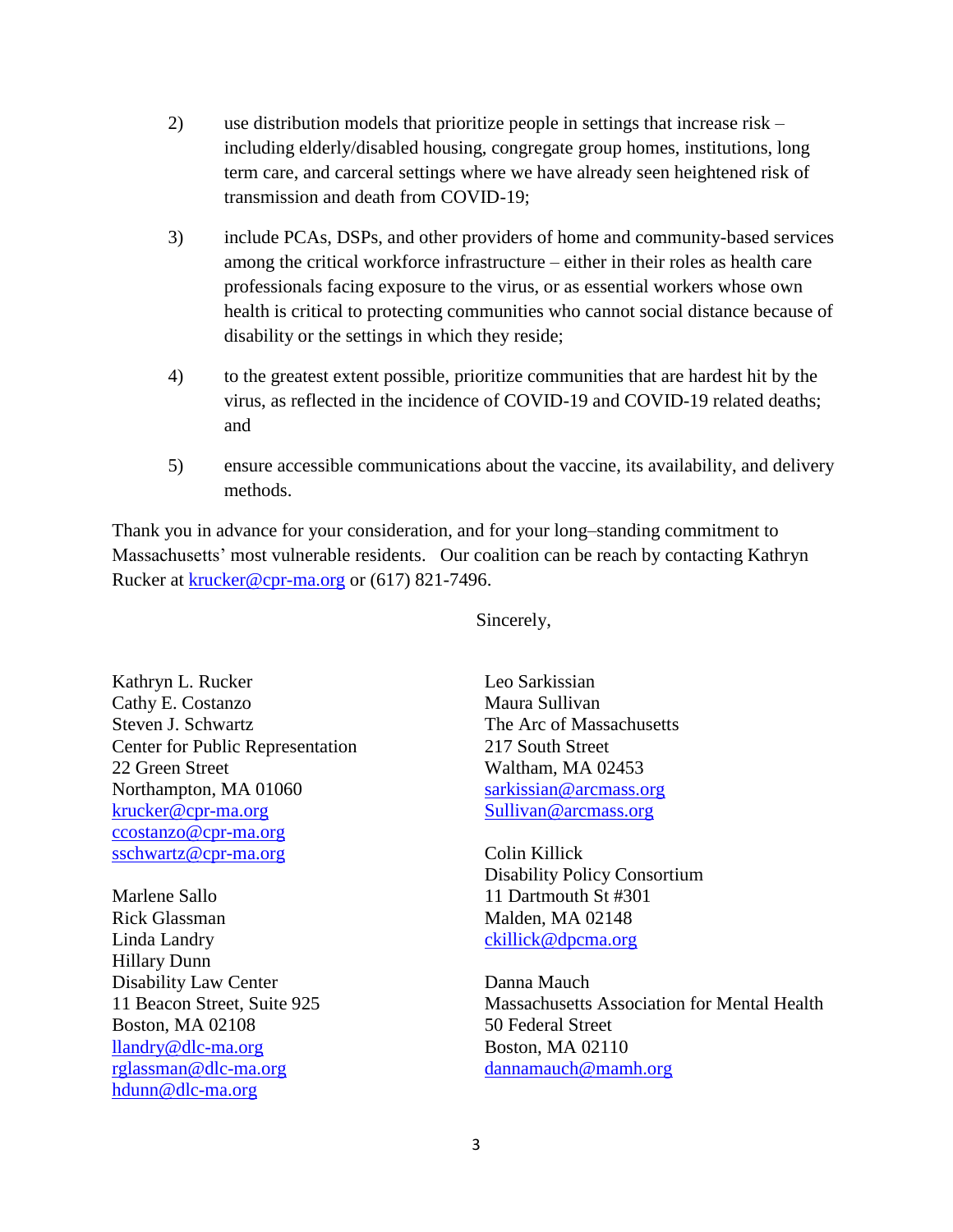2) use distribution models that prioritize people in settings that increase risk – including elderly/disabled housing, congregate group homes, institutions, long term care, and carceral settings where we have already seen heightened risk of transmission and death from COVID-19;

3) include PCAs, DSPs, and other providers of home and community-based services among the critical workforce infrastructure – either in their roles as health care professionals facing exposure to the virus, or as essential workers whose own health is critical to protecting communities who cannot social distance because of disability or the settings in which they reside;

4) to the greatest extent possible, prioritize communities that are hardest hit by the virus, as reflected in the incidence of COVID-19 and COVID-19 related deaths; and

5) ensure accessible communications about the vaccine, its availability, and delivery methods.

Thank you in advance for your consideration, and for your long–standing commitment to Massachusetts' most vulnerable residents. Our coalition can be reach by contacting Kathryn Rucker at krucker@cpr-ma.org or (617) 821-7496.

Sincerely,

Kathryn L. Rucker
Cathy E. Costanzo
Steven J. Schwartz
Center for Public Representation
22 Green Street
Northampton, MA 01060
krucker@cpr-ma.org
ccostanzo@cpr-ma.org
sschwartz@cpr-ma.org

Marlene Sallo
Rick Glassman
Linda Landry
Hillary Dunn
Disability Law Center
11 Beacon Street, Suite 925
Boston, MA 02108
llandry@dlc-ma.org
rglassman@dlc-ma.org
hdunn@dlc-ma.org

Leo Sarkissian
Maura Sullivan
The Arc of Massachusetts
217 South Street
Waltham, MA 02453
sarkissian@arcmass.org
Sullivan@arcmass.org

Colin Killick
Disability Policy Consortium
11 Dartmouth St #301
Malden, MA 02148
ckillick@dpcma.org

Danna Mauch
Massachusetts Association for Mental Health
50 Federal Street
Boston, MA 02110
dannamauch@mamh.org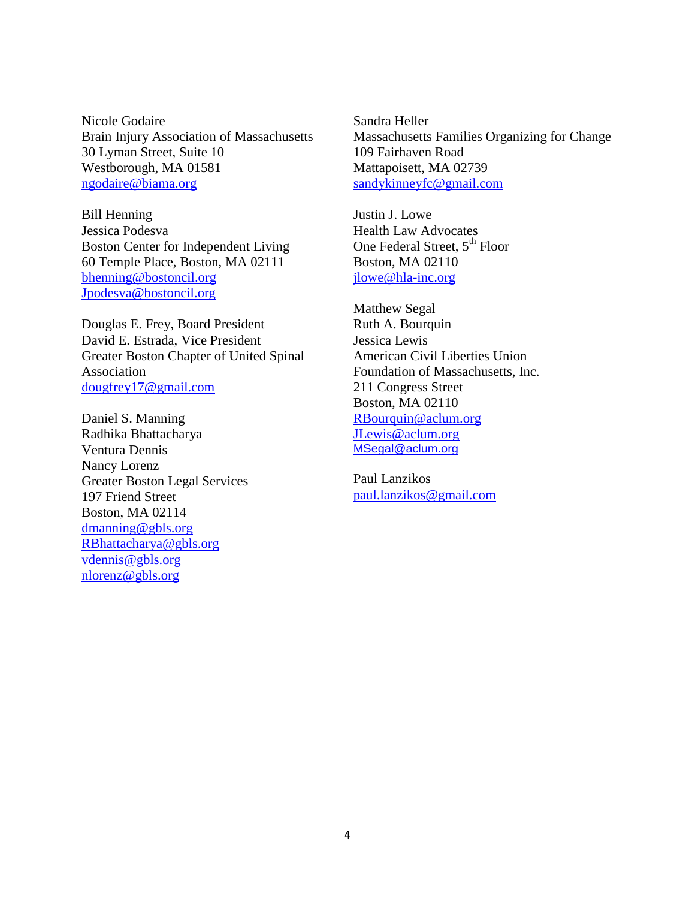Nicole Godaire
Brain Injury Association of Massachusetts
30 Lyman Street, Suite 10
Westborough, MA 01581
ngodaire@biama.org

Bill Henning
Jessica Podesva
Boston Center for Independent Living
60 Temple Place, Boston, MA 02111
bhenning@bostoncil.org
Jpodesva@bostoncil.org

Douglas E. Frey, Board President
David E. Estrada, Vice President
Greater Boston Chapter of United Spinal Association
dougfrey17@gmail.com

Daniel S. Manning
Radhika Bhattacharya
Ventura Dennis
Nancy Lorenz
Greater Boston Legal Services
197 Friend Street
Boston, MA 02114
dmanning@gbls.org
RBhattacharya@gbls.org
vdennis@gbls.org
nlorenz@gbls.org

Sandra Heller
Massachusetts Families Organizing for Change
109 Fairhaven Road
Mattapoisett, MA 02739
sandykinneyfc@gmail.com

Justin J. Lowe
Health Law Advocates
One Federal Street, 5th Floor
Boston, MA 02110
jlowe@hla-inc.org

Matthew Segal
Ruth A. Bourquin
Jessica Lewis
American Civil Liberties Union Foundation of Massachusetts, Inc.
211 Congress Street
Boston, MA 02110
RBourquin@aclum.org
JLewis@aclum.org
MSegal@aclum.org

Paul Lanzikos
paul.lanzikos@gmail.com